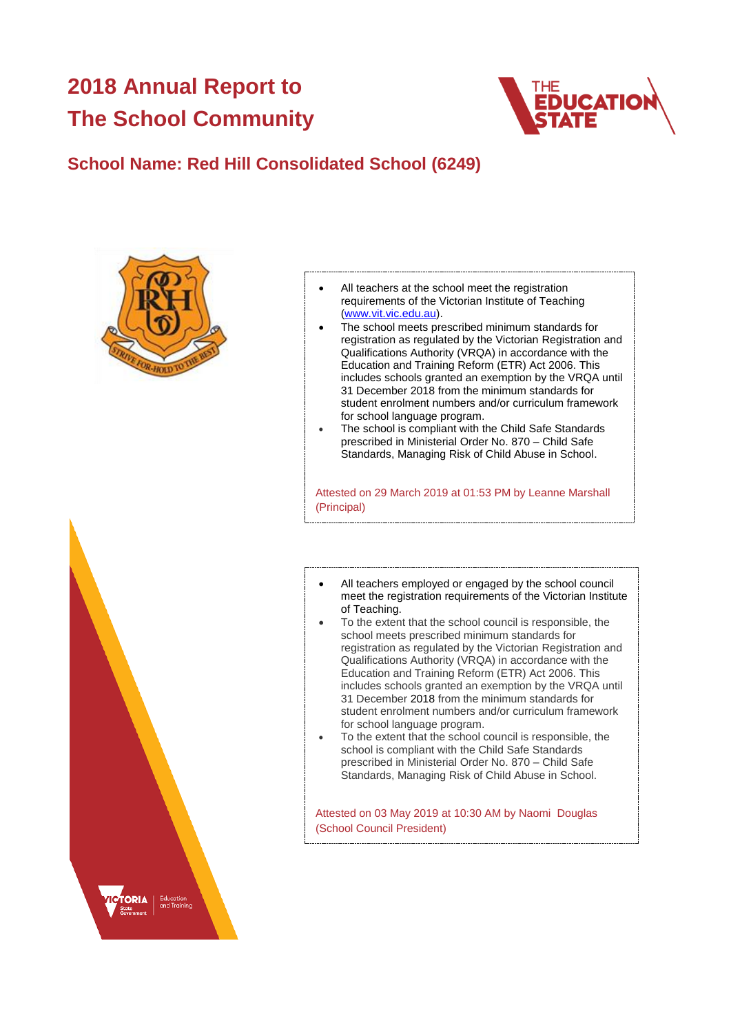# 2018 Annual Report to The School Community

## School Name: Red Hill Consolidated School (6249)

- All teachers at the school meet the registration requirements of the Victorian Institute of Teaching (www.vit.vic.edu.au).
- The school meets prescribed minimum standards for registration as regulated by the Victorian Registration and Qualifications Authority (VRQA) in accordance with the Education and Training Reform (ETR) Act 2006. This includes schools granted an exemption by the VRQA until 31 December 2018 from the minimum standards for student enrolment numbers and/or curriculum framework for school language program.
- The school is compliant with the Child Safe Standards prescribed in Ministerial Order No. 870 – Child Safe Standards, Managing Risk of Child Abuse in School.

Attested on 29 March 2019 at 01:53 PM by Leanne Marshall (Principal)

- All teachers employed or engaged by the school council meet the registration requirements of the Victorian Institute of Teaching.
- To the extent that the school council is responsible, the school meets prescribed minimum standards for registration as regulated by the Victorian Registration and Qualifications Authority (VRQA) in accordance with the Education and Training Reform (ETR) Act 2006. This includes schools granted an exemption by the VRQA until 31 December 2018 from the minimum standards for student enrolment numbers and/or curriculum framework for school language program.
- To the extent that the school council is responsible, the school is compliant with the Child Safe Standards prescribed in Ministerial Order No. 870 – Child Safe Standards, Managing Risk of Child Abuse in School.

Attested on 03 May 2019 at 10:30 AM by Naomi Douglas (School Council President)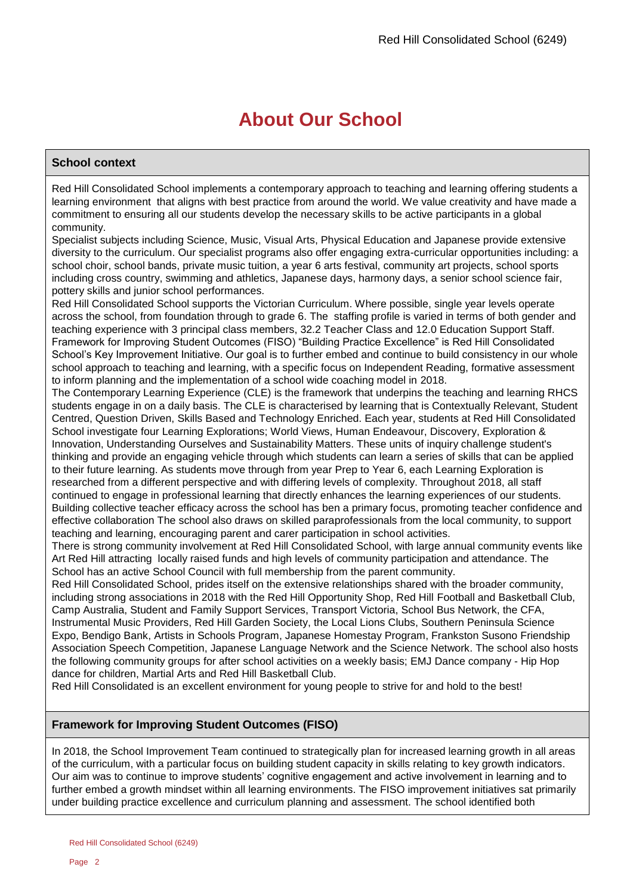# About Our School

## School context

Red Hill Consolidated School implements a contemporary approach to teaching and learning offering students a learning environment that aligns with best practice from around the world. We value creativity and have made a commitment to ensuring all our students develop the necessary skills to be active participants in a global community.

Specialist subjects including Science, Music, Visual Arts, Physical Education and Japanese provide extensive diversity to the curriculum. Our specialist programs also offer engaging extra-curricular opportunities including: a school choir, school bands, private music tuition, a year 6 arts festival, community art projects, school sports including cross country, swimming and athletics, Japanese days, harmony days, a senior school science fair, pottery skills and junior school performances.

Red Hill Consolidated School supports the Victorian Curriculum. Where possible, single year levels operate across the school, from foundation through to grade 6. The staffing profile is varied in terms of both gender and teaching experience with 3 principal class members, 32.2 Teacher Class and 12.0 Education Support Staff. Framework for Improving Student Outcomes (FISO) "Building Practice Excellence" is Red Hill Consolidated School's Key Improvement Initiative. Our goal is to further embed and continue to build consistency in our whole school approach to teaching and learning, with a specific focus on Independent Reading, formative assessment to inform planning and the implementation of a school wide coaching model in 2018.

The Contemporary Learning Experience (CLE) is the framework that underpins the teaching and learning RHCS students engage in on a daily basis. The CLE is characterised by learning that is Contextually Relevant, Student Centred, Question Driven, Skills Based and Technology Enriched. Each year, students at Red Hill Consolidated School investigate four Learning Explorations; World Views, Human Endeavour, Discovery, Exploration & Innovation, Understanding Ourselves and Sustainability Matters. These units of inquiry challenge student's thinking and provide an engaging vehicle through which students can learn a series of skills that can be applied to their future learning. As students move through from year Prep to Year 6, each Learning Exploration is researched from a different perspective and with differing levels of complexity. Throughout 2018, all staff continued to engage in professional learning that directly enhances the learning experiences of our students. Building collective teacher efficacy across the school has ben a primary focus, promoting teacher confidence and effective collaboration The school also draws on skilled paraprofessionals from the local community, to support teaching and learning, encouraging parent and carer participation in school activities.

There is strong community involvement at Red Hill Consolidated School, with large annual community events like Art Red Hill attracting locally raised funds and high levels of community participation and attendance. The School has an active School Council with full membership from the parent community.

Red Hill Consolidated School, prides itself on the extensive relationships shared with the broader community, including strong associations in 2018 with the Red Hill Opportunity Shop, Red Hill Football and Basketball Club, Camp Australia, Student and Family Support Services, Transport Victoria, School Bus Network, the CFA, Instrumental Music Providers, Red Hill Garden Society, the Local Lions Clubs, Southern Peninsula Science Expo, Bendigo Bank, Artists in Schools Program, Japanese Homestay Program, Frankston Susono Friendship Association Speech Competition, Japanese Language Network and the Science Network. The school also hosts the following community groups for after school activities on a weekly basis; EMJ Dance company - Hip Hop dance for children, Martial Arts and Red Hill Basketball Club.

Red Hill Consolidated is an excellent environment for young people to strive for and hold to the best!

## Framework for Improving Student Outcomes (FISO)

In 2018, the School Improvement Team continued to strategically plan for increased learning growth in all areas of the curriculum, with a particular focus on building student capacity in skills relating to key growth indicators. Our aim was to continue to improve students' cognitive engagement and active involvement in learning and to further embed a growth mindset within all learning environments. The FISO improvement initiatives sat primarily under building practice excellence and curriculum planning and assessment. The school identified both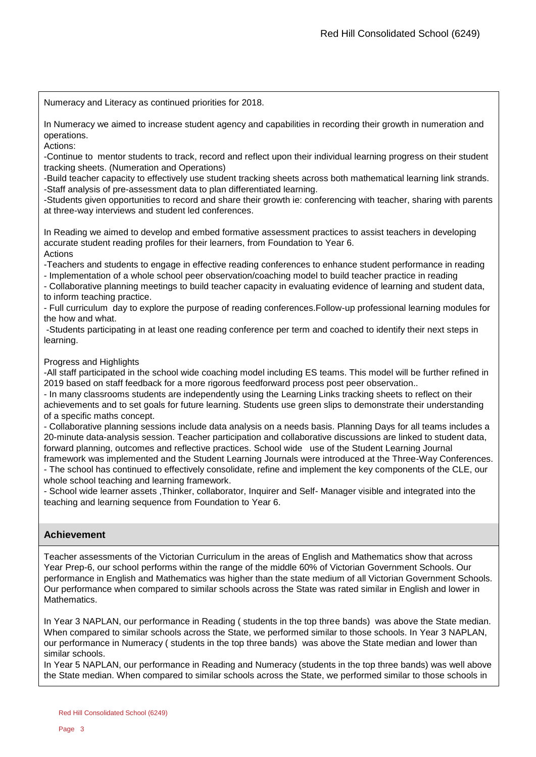Numeracy and Literacy as continued priorities for 2018.

In Numeracy we aimed to increase student agency and capabilities in recording their growth in numeration and operations.
Actions:
-Continue to mentor students to track, record and reflect upon their individual learning progress on their student tracking sheets. (Numeration and Operations)
-Build teacher capacity to effectively use student tracking sheets across both mathematical learning link strands.
-Staff analysis of pre-assessment data to plan differentiated learning.
-Students given opportunities to record and share their growth ie: conferencing with teacher, sharing with parents at three-way interviews and student led conferences.

In Reading we aimed to develop and embed formative assessment practices to assist teachers in developing accurate student reading profiles for their learners, from Foundation to Year 6.
Actions
-Teachers and students to engage in effective reading conferences to enhance student performance in reading
- Implementation of a whole school peer observation/coaching model to build teacher practice in reading
- Collaborative planning meetings to build teacher capacity in evaluating evidence of learning and student data, to inform teaching practice.
- Full curriculum day to explore the purpose of reading conferences.Follow-up professional learning modules for the how and what.
-Students participating in at least one reading conference per term and coached to identify their next steps in learning.

Progress and Highlights
-All staff participated in the school wide coaching model including ES teams. This model will be further refined in 2019 based on staff feedback for a more rigorous feedforward process post peer observation..
- In many classrooms students are independently using the Learning Links tracking sheets to reflect on their achievements and to set goals for future learning. Students use green slips to demonstrate their understanding of a specific maths concept.
- Collaborative planning sessions include data analysis on a needs basis. Planning Days for all teams includes a 20-minute data-analysis session. Teacher participation and collaborative discussions are linked to student data, forward planning, outcomes and reflective practices. School wide use of the Student Learning Journal framework was implemented and the Student Learning Journals were introduced at the Three-Way Conferences.
- The school has continued to effectively consolidate, refine and implement the key components of the CLE, our whole school teaching and learning framework.
- School wide learner assets ,Thinker, collaborator, Inquirer and Self- Manager visible and integrated into the teaching and learning sequence from Foundation to Year 6.

## Achievement

Teacher assessments of the Victorian Curriculum in the areas of English and Mathematics show that across Year Prep-6, our school performs within the range of the middle 60% of Victorian Government Schools. Our performance in English and Mathematics was higher than the state medium of all Victorian Government Schools. Our performance when compared to similar schools across the State was rated similar in English and lower in Mathematics.

In Year 3 NAPLAN, our performance in Reading ( students in the top three bands) was above the State median. When compared to similar schools across the State, we performed similar to those schools. In Year 3 NAPLAN, our performance in Numeracy ( students in the top three bands) was above the State median and lower than similar schools.
In Year 5 NAPLAN, our performance in Reading and Numeracy (students in the top three bands) was well above the State median. When compared to similar schools across the State, we performed similar to those schools in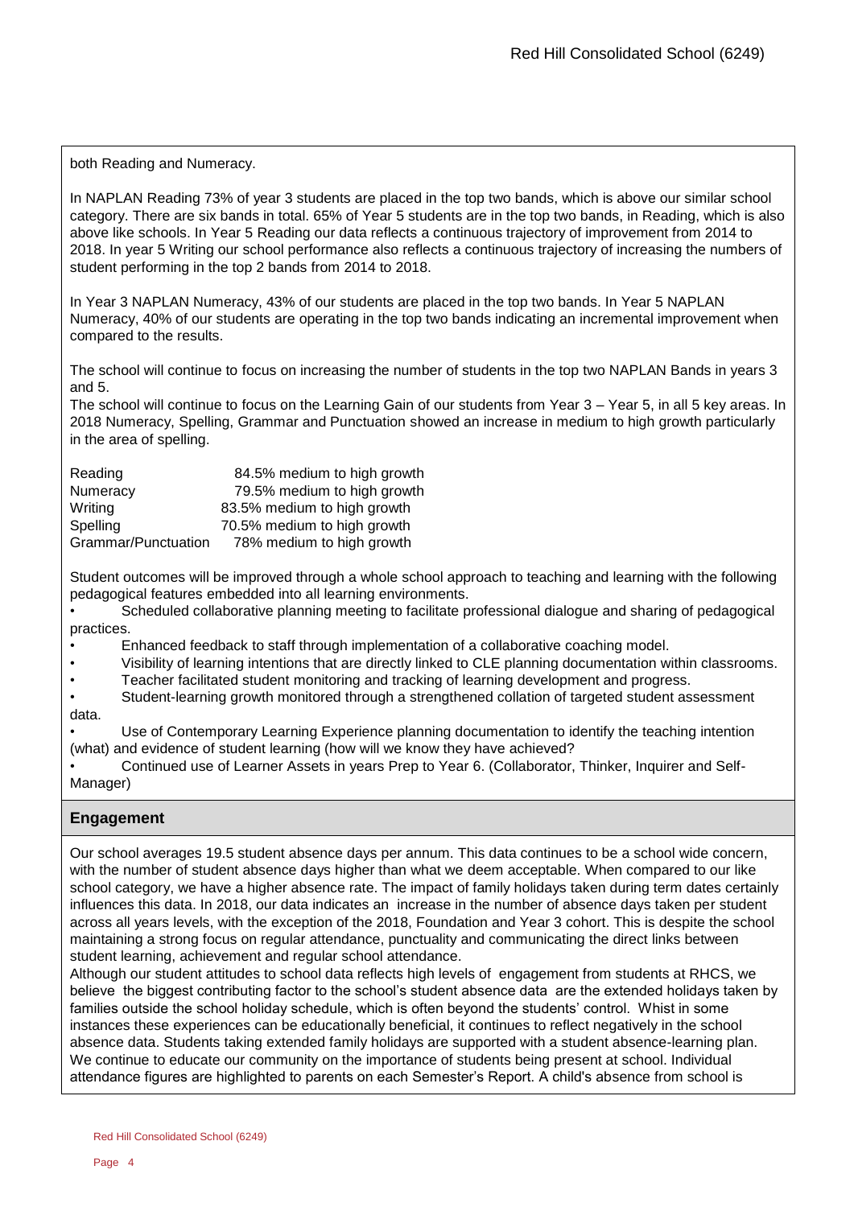both Reading and Numeracy.

In NAPLAN Reading 73% of year 3 students are placed in the top two bands, which is above our similar school category. There are six bands in total. 65% of Year 5 students are in the top two bands, in Reading, which is also above like schools. In Year 5 Reading our data reflects a continuous trajectory of improvement from 2014 to 2018. In year 5 Writing our school performance also reflects a continuous trajectory of increasing the numbers of student performing in the top 2 bands from 2014 to 2018.

In Year 3 NAPLAN Numeracy, 43% of our students are placed in the top two bands. In Year 5 NAPLAN Numeracy, 40% of our students are operating in the top two bands indicating an incremental improvement when compared to the results.

The school will continue to focus on increasing the number of students in the top two NAPLAN Bands in years 3 and 5.
The school will continue to focus on the Learning Gain of our students from Year 3 – Year 5, in all 5 key areas. In 2018 Numeracy, Spelling, Grammar and Punctuation showed an increase in medium to high growth particularly in the area of spelling.

| | |
|---|---|
| Reading | 84.5% medium to high growth |
| Numeracy | 79.5% medium to high growth |
| Writing | 83.5% medium to high growth |
| Spelling | 70.5% medium to high growth |
| Grammar/Punctuation | 78% medium to high growth |

Student outcomes will be improved through a whole school approach to teaching and learning with the following pedagogical features embedded into all learning environments.

- Scheduled collaborative planning meeting to facilitate professional dialogue and sharing of pedagogical practices.
- Enhanced feedback to staff through implementation of a collaborative coaching model.
- Visibility of learning intentions that are directly linked to CLE planning documentation within classrooms.
- Teacher facilitated student monitoring and tracking of learning development and progress.
- Student-learning growth monitored through a strengthened collation of targeted student assessment data.
- Use of Contemporary Learning Experience planning documentation to identify the teaching intention (what) and evidence of student learning (how will we know they have achieved?
- Continued use of Learner Assets in years Prep to Year 6. (Collaborator, Thinker, Inquirer and Self-Manager)

## Engagement

Our school averages 19.5 student absence days per annum. This data continues to be a school wide concern, with the number of student absence days higher than what we deem acceptable. When compared to our like school category, we have a higher absence rate. The impact of family holidays taken during term dates certainly influences this data. In 2018, our data indicates an increase in the number of absence days taken per student across all years levels, with the exception of the 2018, Foundation and Year 3 cohort. This is despite the school maintaining a strong focus on regular attendance, punctuality and communicating the direct links between student learning, achievement and regular school attendance.
Although our student attitudes to school data reflects high levels of engagement from students at RHCS, we believe the biggest contributing factor to the school's student absence data are the extended holidays taken by families outside the school holiday schedule, which is often beyond the students' control. Whist in some instances these experiences can be educationally beneficial, it continues to reflect negatively in the school absence data. Students taking extended family holidays are supported with a student absence-learning plan. We continue to educate our community on the importance of students being present at school. Individual attendance figures are highlighted to parents on each Semester's Report. A child's absence from school is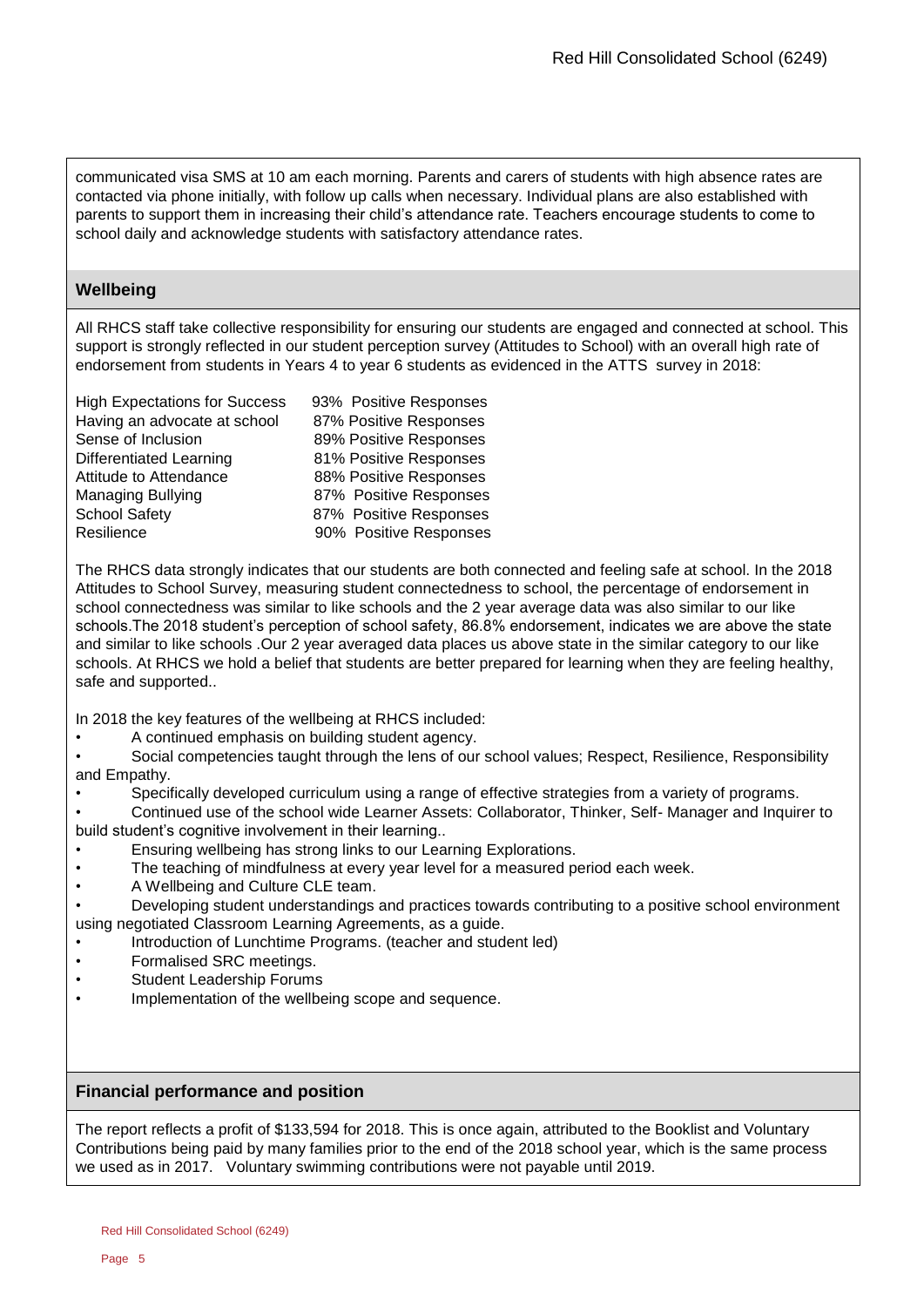communicated visa SMS at 10 am each morning. Parents and carers of students with high absence rates are contacted via phone initially, with follow up calls when necessary. Individual plans are also established with parents to support them in increasing their child's attendance rate. Teachers encourage students to come to school daily and acknowledge students with satisfactory attendance rates.

## Wellbeing

All RHCS staff take collective responsibility for ensuring our students are engaged and connected at school. This support is strongly reflected in our student perception survey (Attitudes to School) with an overall high rate of endorsement from students in Years 4 to year 6 students as evidenced in the ATTS survey in 2018:

| | |
|---|---|
| High Expectations for Success | 93% Positive Responses |
| Having an advocate at school | 87% Positive Responses |
| Sense of Inclusion | 89% Positive Responses |
| Differentiated Learning | 81% Positive Responses |
| Attitude to Attendance | 88% Positive Responses |
| Managing Bullying | 87% Positive Responses |
| School Safety | 87% Positive Responses |
| Resilience | 90% Positive Responses |

The RHCS data strongly indicates that our students are both connected and feeling safe at school. In the 2018 Attitudes to School Survey, measuring student connectedness to school, the percentage of endorsement in school connectedness was similar to like schools and the 2 year average data was also similar to our like schools.The 2018 student's perception of school safety, 86.8% endorsement, indicates we are above the state and similar to like schools .Our 2 year averaged data places us above state in the similar category to our like schools. At RHCS we hold a belief that students are better prepared for learning when they are feeling healthy, safe and supported..

In 2018 the key features of the wellbeing at RHCS included:

- A continued emphasis on building student agency.
- Social competencies taught through the lens of our school values; Respect, Resilience, Responsibility and Empathy.
- Specifically developed curriculum using a range of effective strategies from a variety of programs.
- Continued use of the school wide Learner Assets: Collaborator, Thinker, Self- Manager and Inquirer to build student's cognitive involvement in their learning..
- Ensuring wellbeing has strong links to our Learning Explorations.
- The teaching of mindfulness at every year level for a measured period each week.
- A Wellbeing and Culture CLE team.
- Developing student understandings and practices towards contributing to a positive school environment using negotiated Classroom Learning Agreements, as a guide.
- Introduction of Lunchtime Programs. (teacher and student led)
- Formalised SRC meetings.
- Student Leadership Forums
- Implementation of the wellbeing scope and sequence.

## Financial performance and position

The report reflects a profit of $133,594 for 2018. This is once again, attributed to the Booklist and Voluntary Contributions being paid by many families prior to the end of the 2018 school year, which is the same process we used as in 2017. Voluntary swimming contributions were not payable until 2019.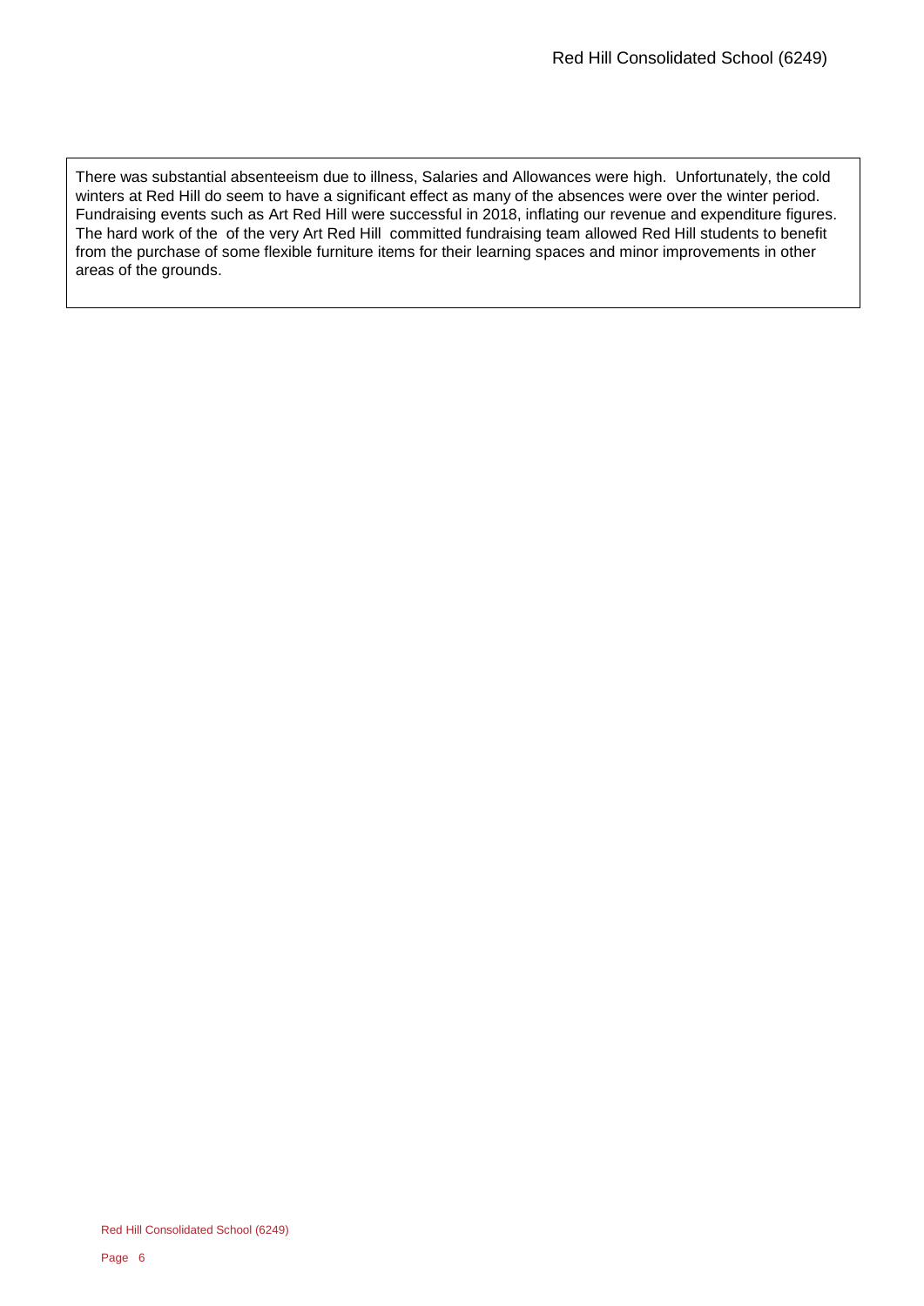There was substantial absenteeism due to illness, Salaries and Allowances were high. Unfortunately, the cold winters at Red Hill do seem to have a significant effect as many of the absences were over the winter period. Fundraising events such as Art Red Hill were successful in 2018, inflating our revenue and expenditure figures. The hard work of the of the very Art Red Hill committed fundraising team allowed Red Hill students to benefit from the purchase of some flexible furniture items for their learning spaces and minor improvements in other areas of the grounds.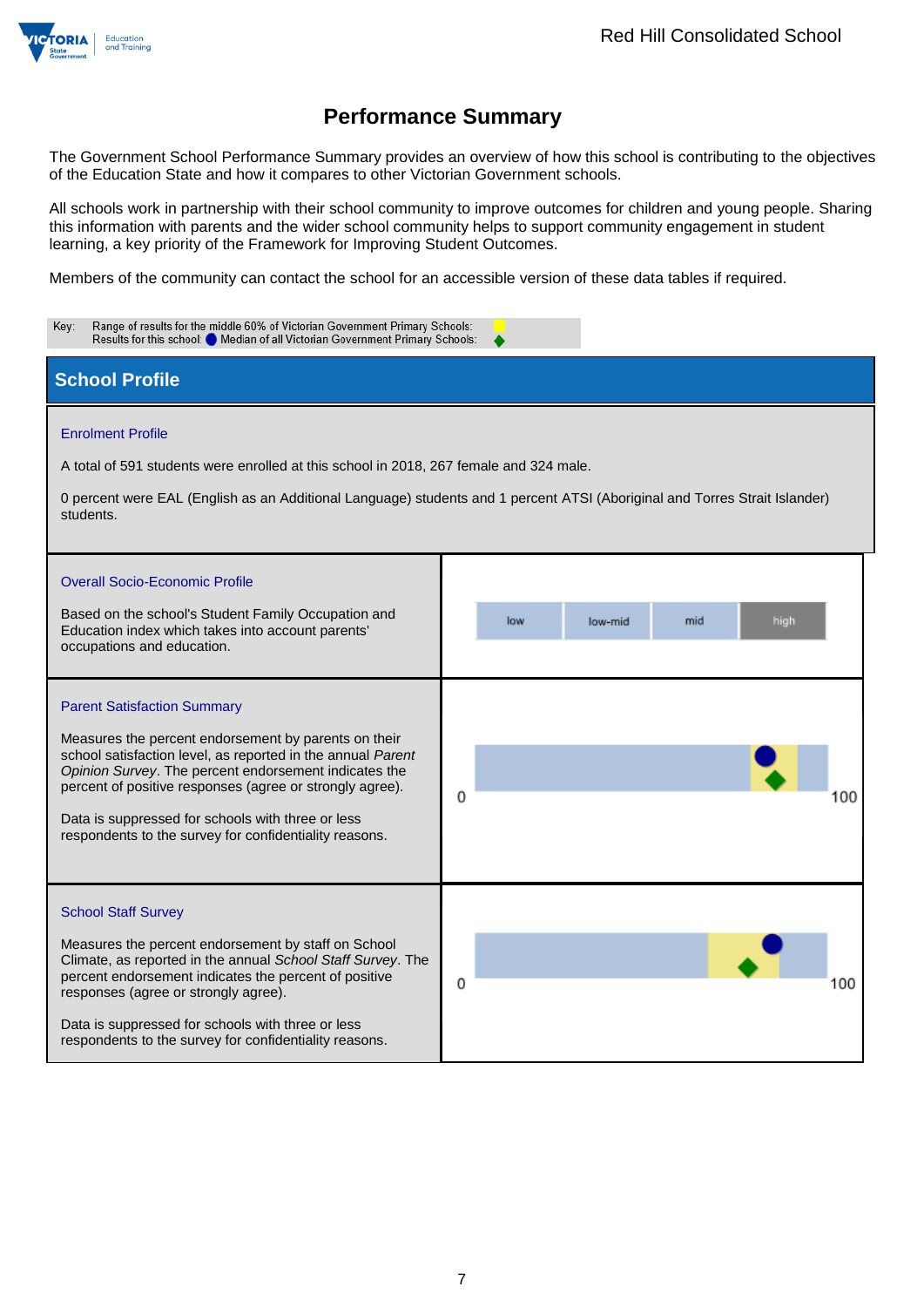# Performance Summary

The Government School Performance Summary provides an overview of how this school is contributing to the objectives of the Education State and how it compares to other Victorian Government schools.

All schools work in partnership with their school community to improve outcomes for children and young people. Sharing this information with parents and the wider school community helps to support community engagement in student learning, a key priority of the Framework for Improving Student Outcomes.

Members of the community can contact the school for an accessible version of these data tables if required.

Key: Range of results for the middle 60% of Victorian Government Primary Schools:
Results for this school: ● Median of all Victorian Government Primary Schools: ◆

## School Profile

### Enrolment Profile

A total of 591 students were enrolled at this school in 2018, 267 female and 324 male.

0 percent were EAL (English as an Additional Language) students and 1 percent ATSI (Aboriginal and Torres Strait Islander) students.

### Overall Socio-Economic Profile

Based on the school's Student Family Occupation and Education index which takes into account parents' occupations and education.

| low | low-mid | mid | high |
|---|---|---|---|

### Parent Satisfaction Summary

Measures the percent endorsement by parents on their school satisfaction level, as reported in the annual *Parent Opinion Survey*. The percent endorsement indicates the percent of positive responses (agree or strongly agree).

Data is suppressed for schools with three or less respondents to the survey for confidentiality reasons.

0 100

### School Staff Survey

Measures the percent endorsement by staff on School Climate, as reported in the annual *School Staff Survey*. The percent endorsement indicates the percent of positive responses (agree or strongly agree).

Data is suppressed for schools with three or less respondents to the survey for confidentiality reasons.

0 100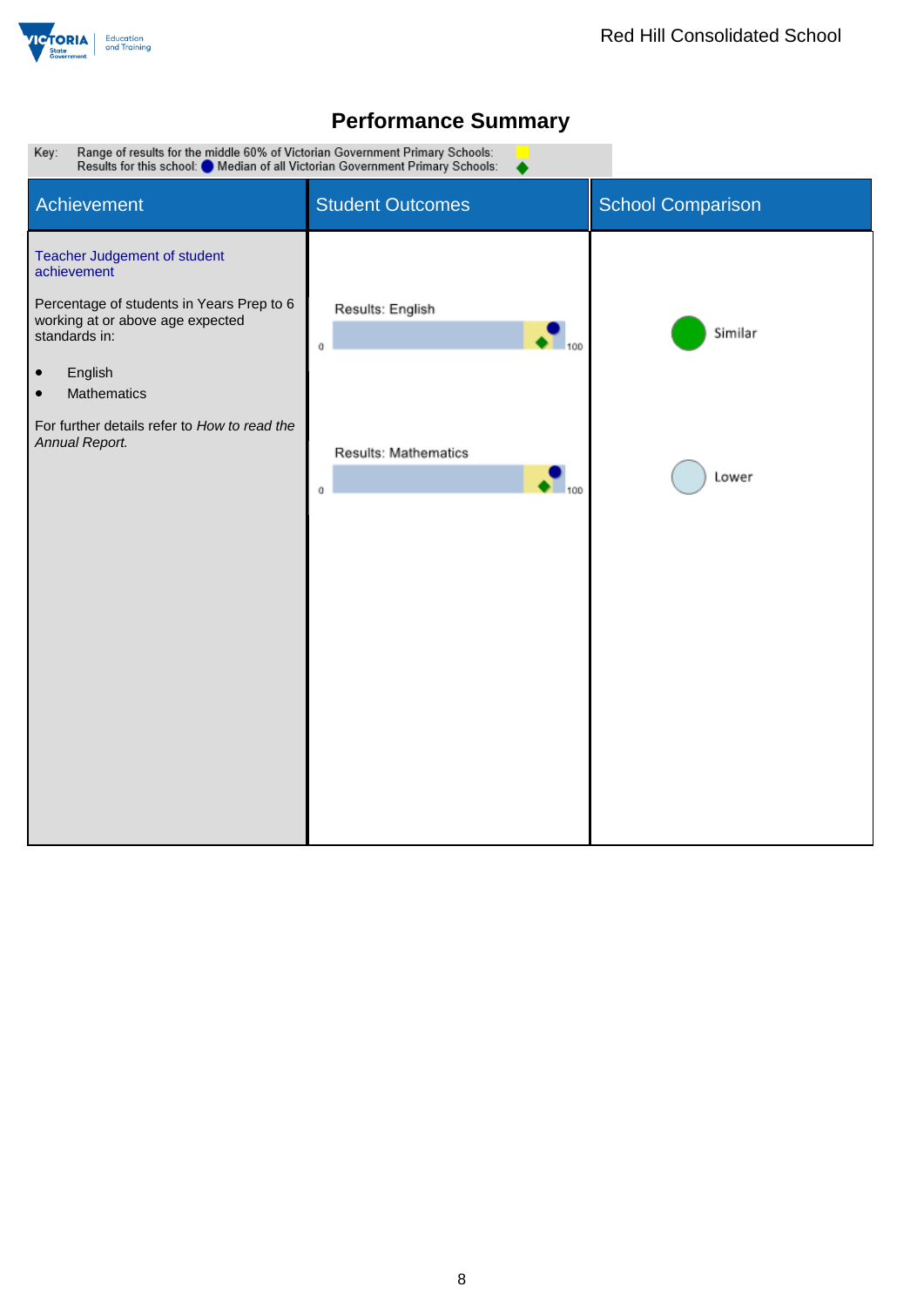# Performance Summary

Key: Range of results for the middle 60% of Victorian Government Primary Schools: (yellow)
Results for this school: (blue circle) Median of all Victorian Government Primary Schools: (green diamond)

| Achievement | Student Outcomes | School Comparison |
|---|---|---|
| Teacher Judgement of student achievement<br><br>Percentage of students in Years Prep to 6 working at or above age expected standards in:<br><br>• English<br>• Mathematics<br><br>For further details refer to *How to read the Annual Report.* | Results: English (0–100) | Similar |
| | Results: Mathematics (0–100) | Lower |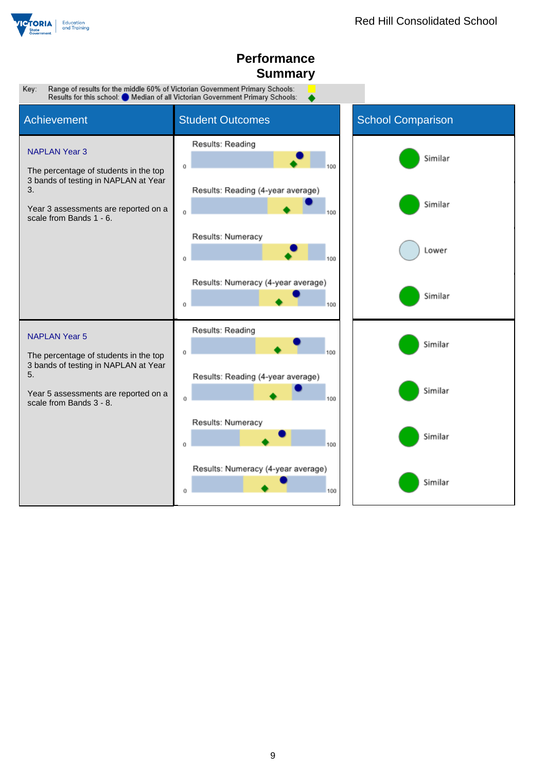# Performance Summary

Key: Range of results for the middle 60% of Victorian Government Primary Schools: (yellow)
Results for this school: ● Median of all Victorian Government Primary Schools: ◆

| Achievement | Student Outcomes | School Comparison |
|---|---|---|
| **NAPLAN Year 3**<br><br>The percentage of students in the top 3 bands of testing in NAPLAN at Year 3.<br><br>Year 3 assessments are reported on a scale from Bands 1 - 6. | Results: Reading (0–100) | Similar |
| | Results: Reading (4-year average) (0–100) | Similar |
| | Results: Numeracy (0–100) | Lower |
| | Results: Numeracy (4-year average) (0–100) | Similar |
| **NAPLAN Year 5**<br><br>The percentage of students in the top 3 bands of testing in NAPLAN at Year 5.<br><br>Year 5 assessments are reported on a scale from Bands 3 - 8. | Results: Reading (0–100) | Similar |
| | Results: Reading (4-year average) (0–100) | Similar |
| | Results: Numeracy (0–100) | Similar |
| | Results: Numeracy (4-year average) (0–100) | Similar |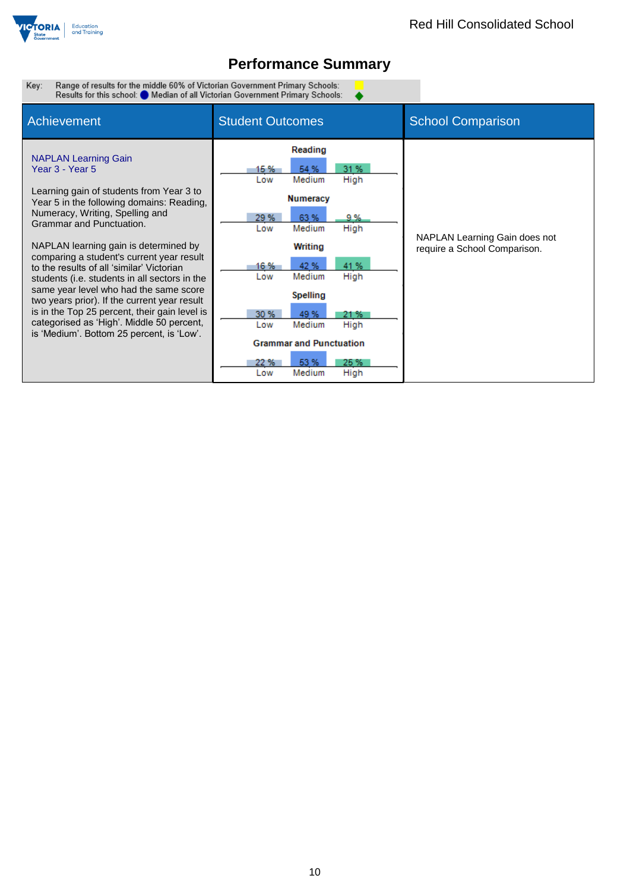# Performance Summary

Key: Range of results for the middle 60% of Victorian Government Primary Schools:
Results for this school: ● Median of all Victorian Government Primary Schools: ◆

| Achievement | Student Outcomes | School Comparison |
|---|---|---|
| NAPLAN Learning Gain Year 3 - Year 5<br><br>Learning gain of students from Year 3 to Year 5 in the following domains: Reading, Numeracy, Writing, Spelling and Grammar and Punctuation.<br><br>NAPLAN learning gain is determined by comparing a student's current year result to the results of all 'similar' Victorian students (i.e. students in all sectors in the same year level who had the same score two years prior). If the current year result is in the Top 25 percent, their gain level is categorised as 'High'. Middle 50 percent, is 'Medium'. Bottom 25 percent, is 'Low'. | **Reading**<br>Low: 15 %, Medium: 54 %, High: 31 %<br><br>**Numeracy**<br>Low: 29 %, Medium: 63 %, High: 9 %<br><br>**Writing**<br>Low: 16 %, Medium: 42 %, High: 41 %<br><br>**Spelling**<br>Low: 30 %, Medium: 49 %, High: 21 %<br><br>**Grammar and Punctuation**<br>Low: 22 %, Medium: 53 %, High: 25 % | NAPLAN Learning Gain does not require a School Comparison. |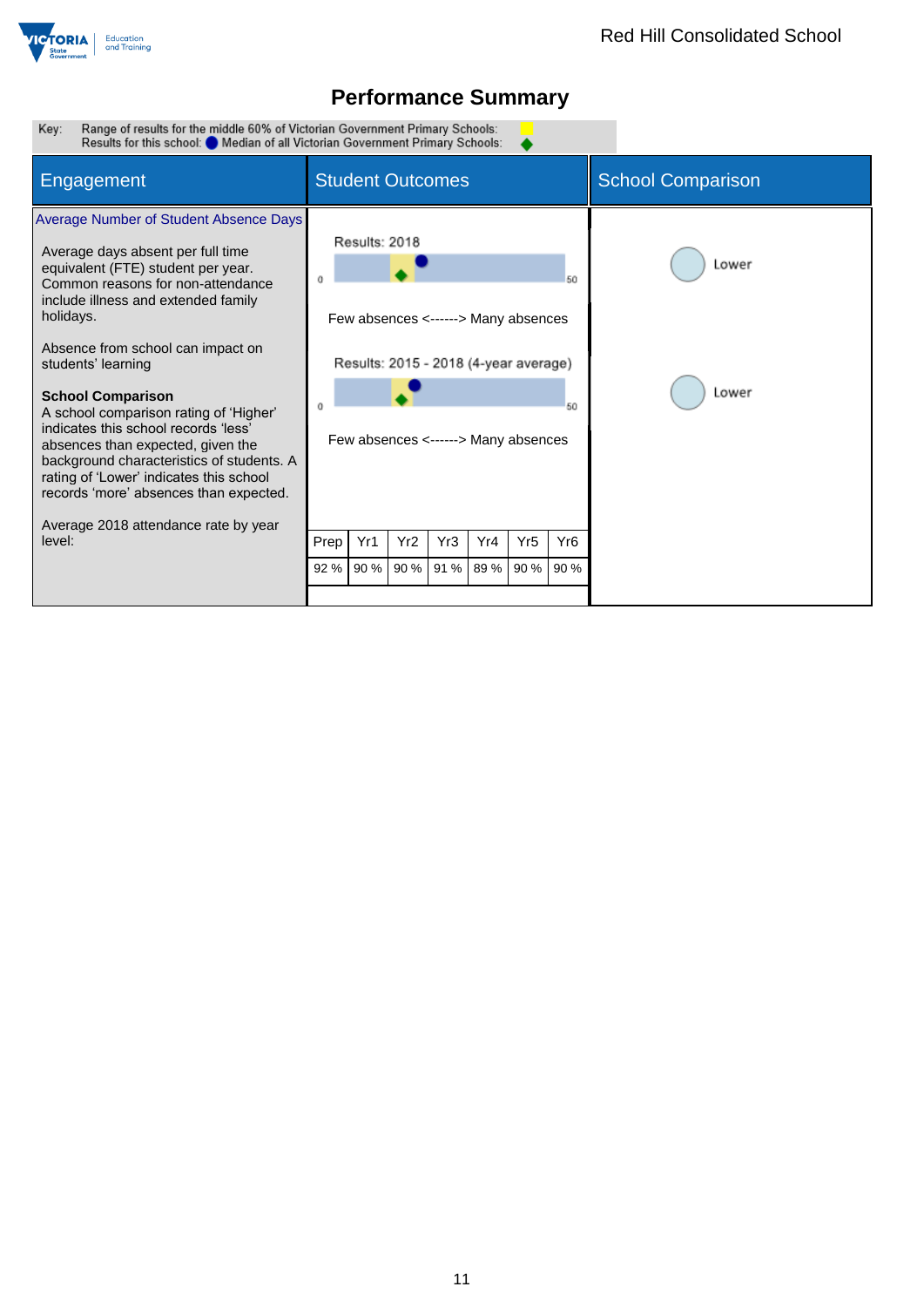# Performance Summary

Key: Range of results for the middle 60% of Victorian Government Primary Schools: Results for this school: Median of all Victorian Government Primary Schools:

| Engagement | Student Outcomes | School Comparison |
|---|---|---|
| **Average Number of Student Absence Days** | Results: 2018 (0–50) — Few absences <------> Many absences | Lower |
| | Results: 2015 - 2018 (4-year average) (0–50) — Few absences <------> Many absences | Lower |

Average days absent per full time equivalent (FTE) student per year. Common reasons for non-attendance include illness and extended family holidays.

Absence from school can impact on students' learning

**School Comparison**
A school comparison rating of 'Higher' indicates this school records 'less' absences than expected, given the background characteristics of students. A rating of 'Lower' indicates this school records 'more' absences than expected.

Average 2018 attendance rate by year level:

| Prep | Yr1 | Yr2 | Yr3 | Yr4 | Yr5 | Yr6 |
|---|---|---|---|---|---|---|
| 92 % | 90 % | 90 % | 91 % | 89 % | 90 % | 90 % |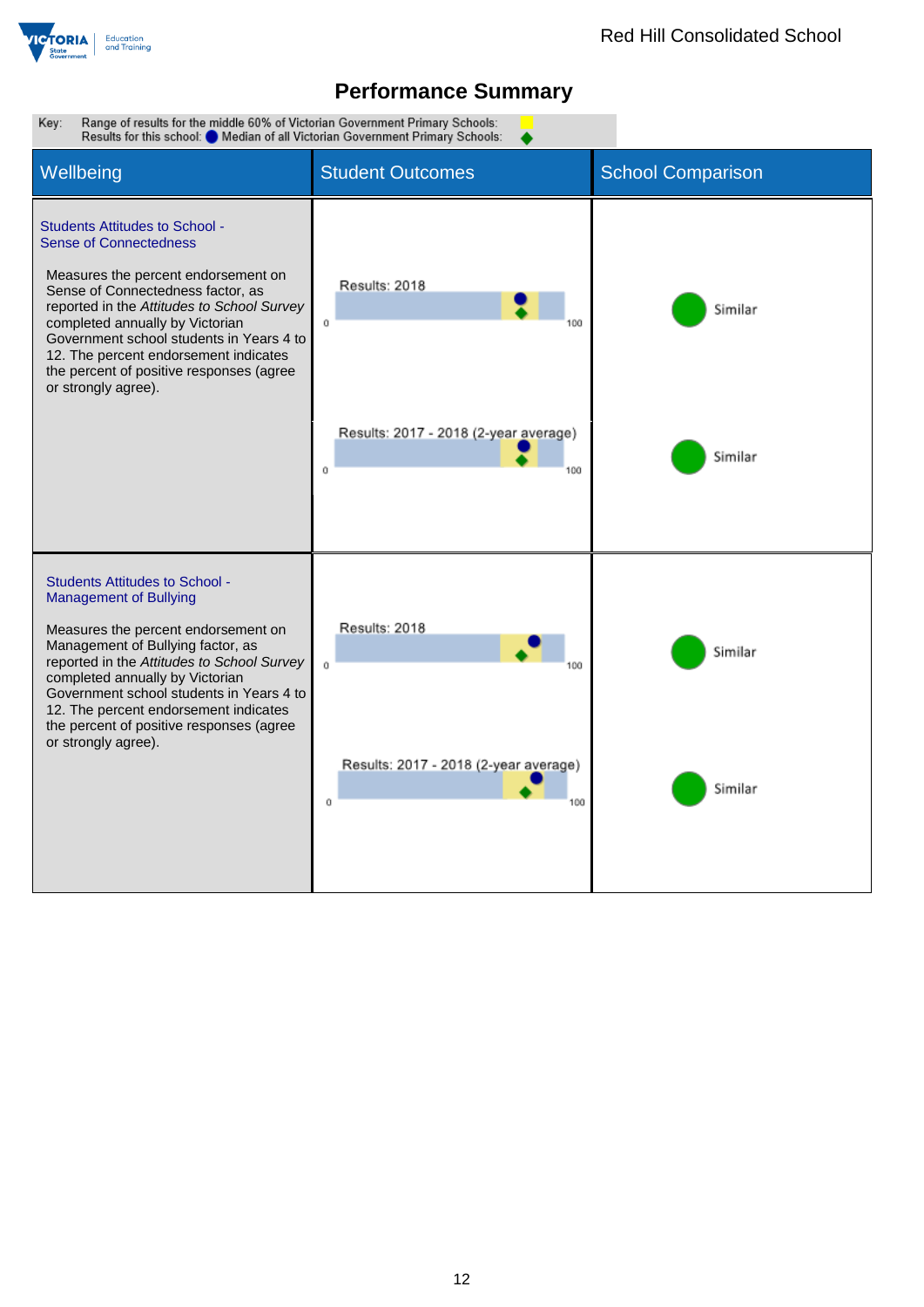# Performance Summary

Key: Range of results for the middle 60% of Victorian Government Primary Schools: 
Results for this school: Median of all Victorian Government Primary Schools:

| Wellbeing | Student Outcomes | School Comparison |
|---|---|---|
| **Students Attitudes to School - Sense of Connectedness**<br><br>Measures the percent endorsement on Sense of Connectedness factor, as reported in the *Attitudes to School Survey* completed annually by Victorian Government school students in Years 4 to 12. The percent endorsement indicates the percent of positive responses (agree or strongly agree). | Results: 2018 (0–100) | Similar |
| | Results: 2017 - 2018 (2-year average) (0–100) | Similar |
| **Students Attitudes to School - Management of Bullying**<br><br>Measures the percent endorsement on Management of Bullying factor, as reported in the *Attitudes to School Survey* completed annually by Victorian Government school students in Years 4 to 12. The percent endorsement indicates the percent of positive responses (agree or strongly agree). | Results: 2018 (0–100) | Similar |
| | Results: 2017 - 2018 (2-year average) (0–100) | Similar |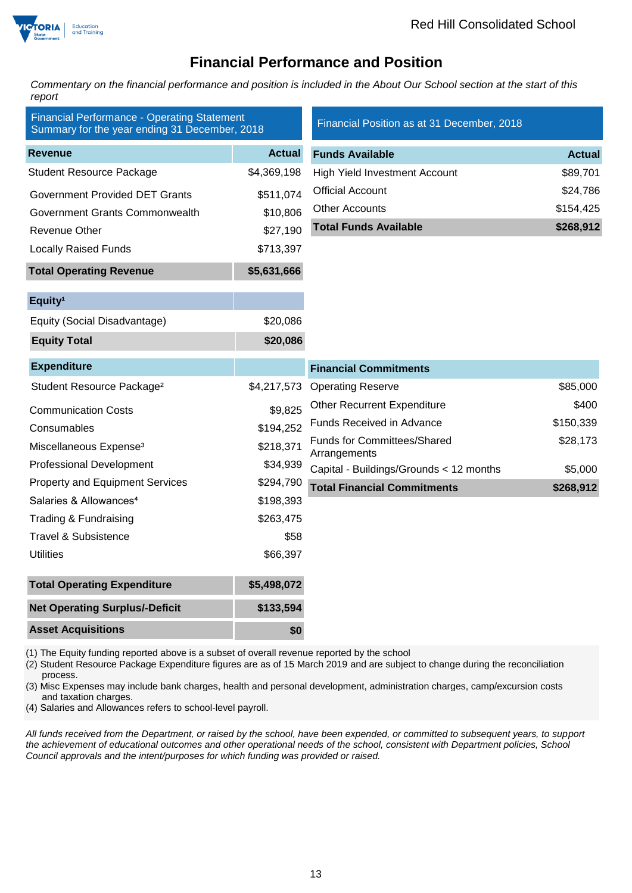# Financial Performance and Position

*Commentary on the financial performance and position is included in the About Our School section at the start of this report*

## Financial Performance - Operating Statement Summary for the year ending 31 December, 2018

| Revenue | Actual |
|---|---|
| Student Resource Package | $4,369,198 |
| Government Provided DET Grants | $511,074 |
| Government Grants Commonwealth | $10,806 |
| Revenue Other | $27,190 |
| Locally Raised Funds | $713,397 |
| **Total Operating Revenue** | **$5,631,666** |

| Equity[1] | |
|---|---|
| Equity (Social Disadvantage) | $20,086 |
| **Equity Total** | **$20,086** |

| Expenditure | |
|---|---|
| Student Resource Package[2] | $4,217,573 |
| Communication Costs | $9,825 |
| Consumables | $194,252 |
| Miscellaneous Expense[3] | $218,371 |
| Professional Development | $34,939 |
| Property and Equipment Services | $294,790 |
| Salaries & Allowances[4] | $198,393 |
| Trading & Fundraising | $263,475 |
| Travel & Subsistence | $58 |
| Utilities | $66,397 |
| **Total Operating Expenditure** | **$5,498,072** |
| **Net Operating Surplus/-Deficit** | **$133,594** |
| **Asset Acquisitions** | **$0** |

## Financial Position as at 31 December, 2018

| Funds Available | Actual |
|---|---|
| High Yield Investment Account | $89,701 |
| Official Account | $24,786 |
| Other Accounts | $154,425 |
| **Total Funds Available** | **$268,912** |

| Financial Commitments | |
|---|---|
| Operating Reserve | $85,000 |
| Other Recurrent Expenditure | $400 |
| Funds Received in Advance | $150,339 |
| Funds for Committees/Shared Arrangements | $28,173 |
| Capital - Buildings/Grounds < 12 months | $5,000 |
| **Total Financial Commitments** | **$268,912** |

(1) The Equity funding reported above is a subset of overall revenue reported by the school
(2) Student Resource Package Expenditure figures are as of 15 March 2019 and are subject to change during the reconciliation process.
(3) Misc Expenses may include bank charges, health and personal development, administration charges, camp/excursion costs and taxation charges.
(4) Salaries and Allowances refers to school-level payroll.

*All funds received from the Department, or raised by the school, have been expended, or committed to subsequent years, to support the achievement of educational outcomes and other operational needs of the school, consistent with Department policies, School Council approvals and the intent/purposes for which funding was provided or raised.*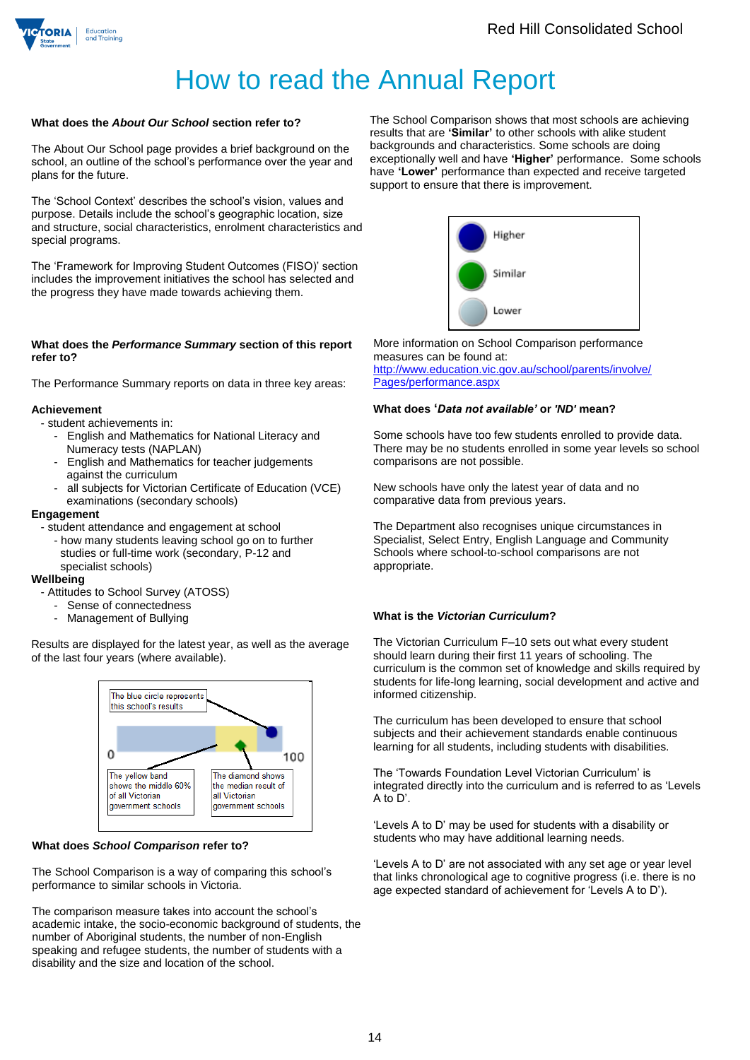# How to read the Annual Report

### What does the *About Our School* section refer to?

The About Our School page provides a brief background on the school, an outline of the school's performance over the year and plans for the future.

The 'School Context' describes the school's vision, values and purpose. Details include the school's geographic location, size and structure, social characteristics, enrolment characteristics and special programs.

The 'Framework for Improving Student Outcomes (FISO)' section includes the improvement initiatives the school has selected and the progress they have made towards achieving them.

### What does the *Performance Summary* section of this report refer to?

The Performance Summary reports on data in three key areas:

**Achievement**
- student achievements in:
  - English and Mathematics for National Literacy and Numeracy tests (NAPLAN)
  - English and Mathematics for teacher judgements against the curriculum
  - all subjects for Victorian Certificate of Education (VCE) examinations (secondary schools)

**Engagement**
- student attendance and engagement at school
  - how many students leaving school go on to further studies or full-time work (secondary, P-12 and specialist schools)

**Wellbeing**
- Attitudes to School Survey (ATOSS)
  - Sense of connectedness
  - Management of Bullying

Results are displayed for the latest year, as well as the average of the last four years (where available).

The blue circle represents this school's results

0

100

The yellow band shows the middle 60% of all Victorian government schools

The diamond shows the median result of all Victorian government schools

### What does *School Comparison* refer to?

The School Comparison is a way of comparing this school's performance to similar schools in Victoria.

The comparison measure takes into account the school's academic intake, the socio-economic background of students, the number of Aboriginal students, the number of non-English speaking and refugee students, the number of students with a disability and the size and location of the school.

The School Comparison shows that most schools are achieving results that are **'Similar'** to other schools with alike student backgrounds and characteristics. Some schools are doing exceptionally well and have **'Higher'** performance. Some schools have **'Lower'** performance than expected and receive targeted support to ensure that there is improvement.

Higher

Similar

Lower

More information on School Comparison performance measures can be found at:
[http://www.education.vic.gov.au/school/parents/involve/Pages/performance.aspx](http://www.education.vic.gov.au/school/parents/involve/Pages/performance.aspx)

### What does '*Data not available*' or *'ND'* mean?

Some schools have too few students enrolled to provide data. There may be no students enrolled in some year levels so school comparisons are not possible.

New schools have only the latest year of data and no comparative data from previous years.

The Department also recognises unique circumstances in Specialist, Select Entry, English Language and Community Schools where school-to-school comparisons are not appropriate.

### What is the *Victorian Curriculum*?

The Victorian Curriculum F–10 sets out what every student should learn during their first 11 years of schooling. The curriculum is the common set of knowledge and skills required by students for life-long learning, social development and active and informed citizenship.

The curriculum has been developed to ensure that school subjects and their achievement standards enable continuous learning for all students, including students with disabilities.

The 'Towards Foundation Level Victorian Curriculum' is integrated directly into the curriculum and is referred to as 'Levels A to D'.

'Levels A to D' may be used for students with a disability or students who may have additional learning needs.

'Levels A to D' are not associated with any set age or year level that links chronological age to cognitive progress (i.e. there is no age expected standard of achievement for 'Levels A to D').